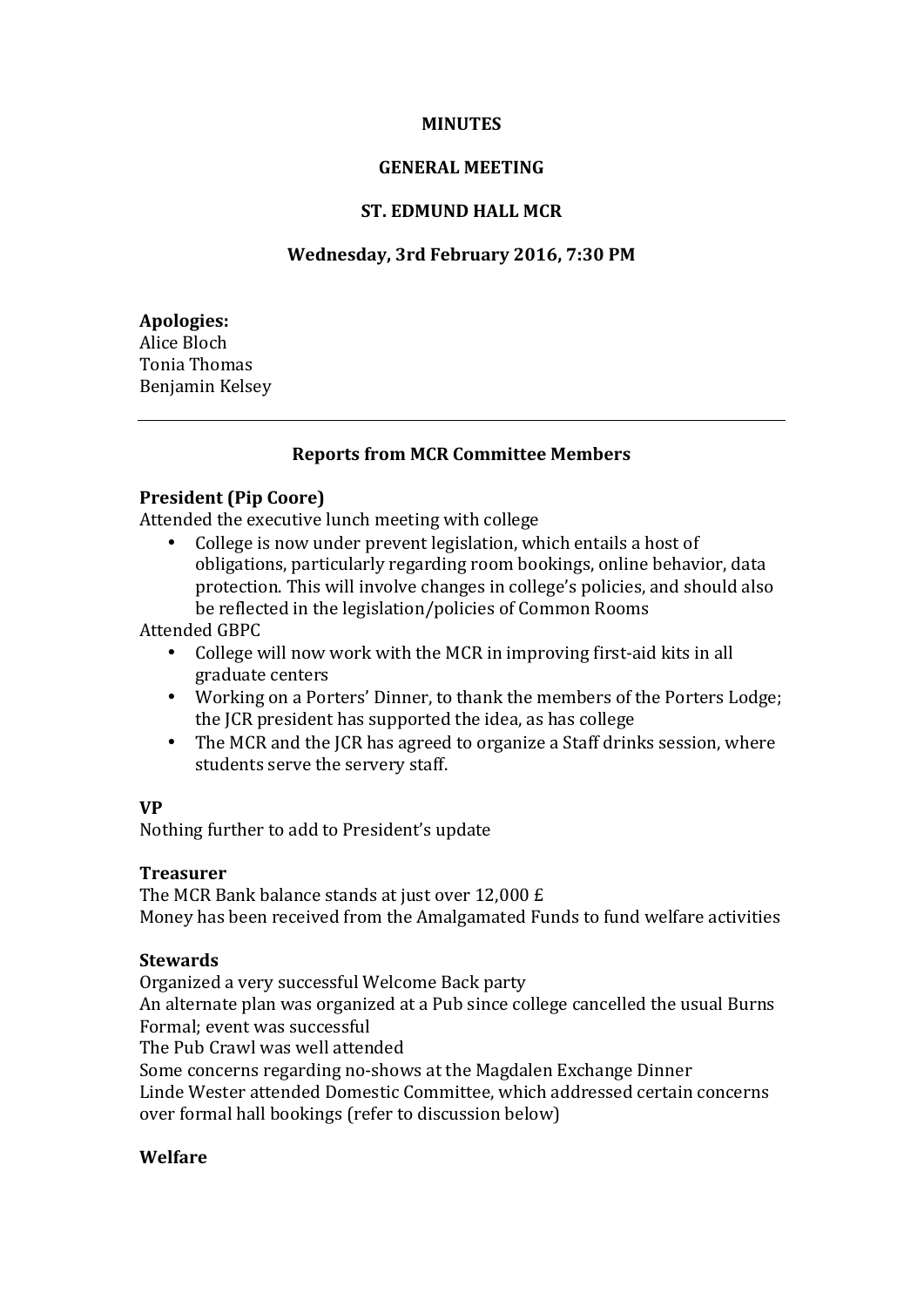**MINUTES**

**GENERAL MEETING**

**ST. EDMUND HALL MCR**

**Wednesday, 3rd February 2016, 7:30 PM**

**Apologies:**
Alice Bloch
Tonia Thomas
Benjamin Kelsey

---

**Reports from MCR Committee Members**

**President (Pip Coore)**

Attended the executive lunch meeting with college

- College is now under prevent legislation, which entails a host of obligations, particularly regarding room bookings, online behavior, data protection. This will involve changes in college's policies, and should also be reflected in the legislation/policies of Common Rooms

Attended GBPC

- College will now work with the MCR in improving first-aid kits in all graduate centers
- Working on a Porters' Dinner, to thank the members of the Porters Lodge; the JCR president has supported the idea, as has college
- The MCR and the JCR has agreed to organize a Staff drinks session, where students serve the servery staff.

**VP**

Nothing further to add to President's update

**Treasurer**

The MCR Bank balance stands at just over 12,000 £
Money has been received from the Amalgamated Funds to fund welfare activities

**Stewards**

Organized a very successful Welcome Back party
An alternate plan was organized at a Pub since college cancelled the usual Burns Formal; event was successful
The Pub Crawl was well attended
Some concerns regarding no-shows at the Magdalen Exchange Dinner
Linde Wester attended Domestic Committee, which addressed certain concerns over formal hall bookings (refer to discussion below)

**Welfare**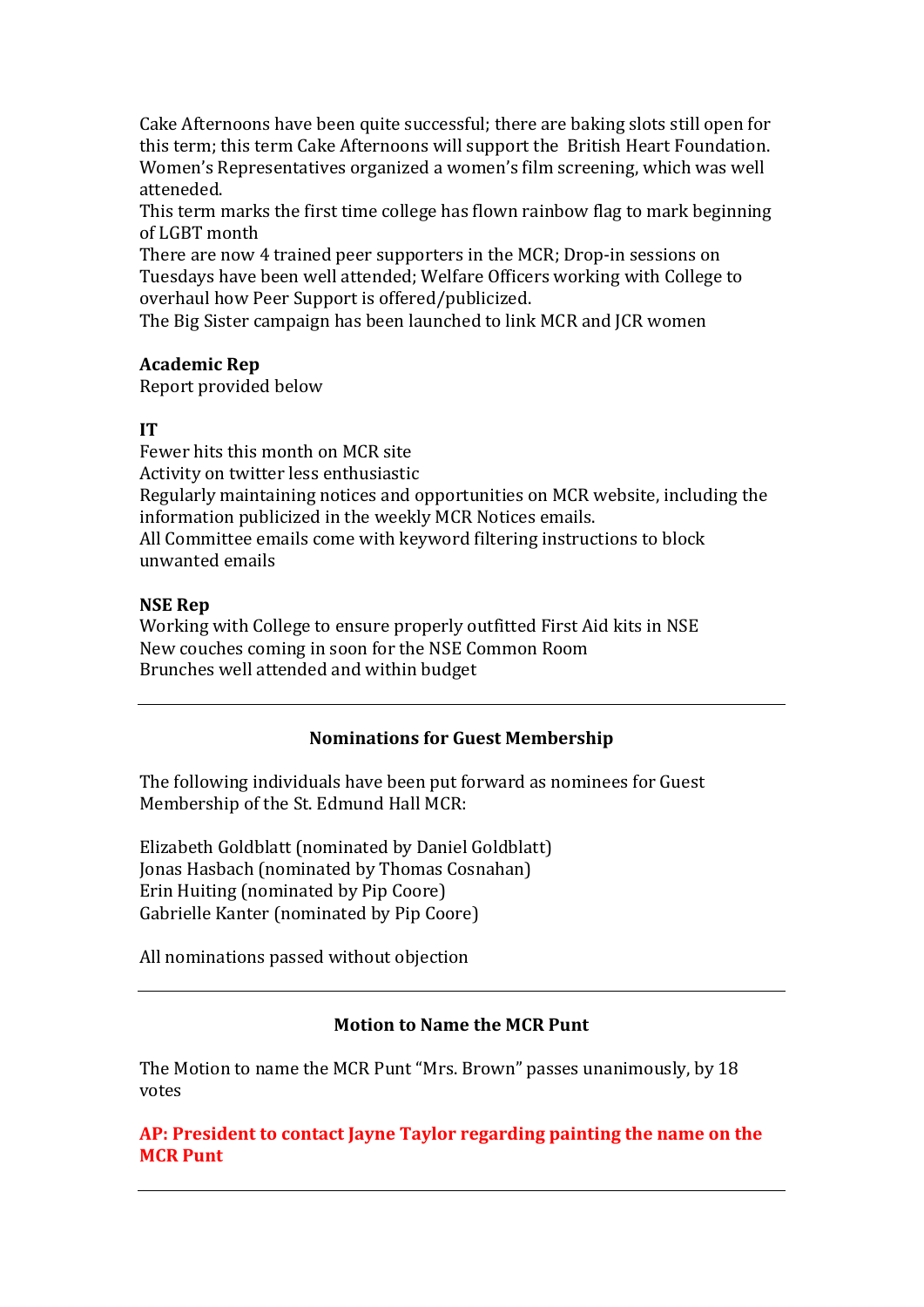Cake Afternoons have been quite successful; there are baking slots still open for this term; this term Cake Afternoons will support the British Heart Foundation.
Women's Representatives organized a women's film screening, which was well atteneded.
This term marks the first time college has flown rainbow flag to mark beginning of LGBT month
There are now 4 trained peer supporters in the MCR; Drop-in sessions on Tuesdays have been well attended; Welfare Officers working with College to overhaul how Peer Support is offered/publicized.
The Big Sister campaign has been launched to link MCR and JCR women

**Academic Rep**
Report provided below

**IT**
Fewer hits this month on MCR site
Activity on twitter less enthusiastic
Regularly maintaining notices and opportunities on MCR website, including the information publicized in the weekly MCR Notices emails.
All Committee emails come with keyword filtering instructions to block unwanted emails

**NSE Rep**
Working with College to ensure properly outfitted First Aid kits in NSE
New couches coming in soon for the NSE Common Room
Brunches well attended and within budget

---

### Nominations for Guest Membership

The following individuals have been put forward as nominees for Guest Membership of the St. Edmund Hall MCR:

Elizabeth Goldblatt (nominated by Daniel Goldblatt)
Jonas Hasbach (nominated by Thomas Cosnahan)
Erin Huiting (nominated by Pip Coore)
Gabrielle Kanter (nominated by Pip Coore)

All nominations passed without objection

---

### Motion to Name the MCR Punt

The Motion to name the MCR Punt "Mrs. Brown" passes unanimously, by 18 votes

**AP: President to contact Jayne Taylor regarding painting the name on the MCR Punt**

---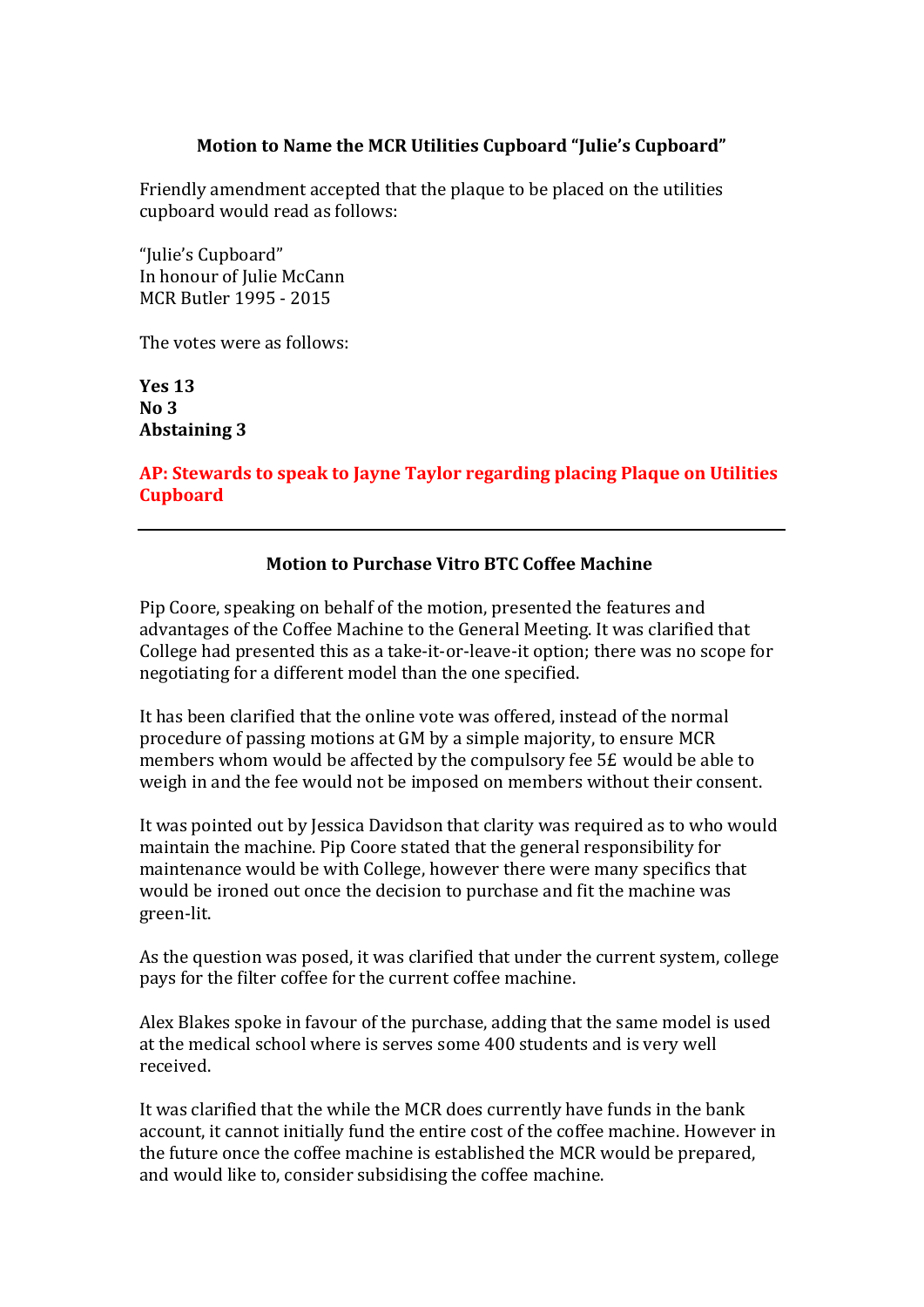### Motion to Name the MCR Utilities Cupboard "Julie's Cupboard"

Friendly amendment accepted that the plaque to be placed on the utilities cupboard would read as follows:

"Julie's Cupboard"
In honour of Julie McCann
MCR Butler 1995 - 2015

The votes were as follows:

**Yes 13**
**No 3**
**Abstaining 3**

**AP: Stewards to speak to Jayne Taylor regarding placing Plaque on Utilities Cupboard**

---

### Motion to Purchase Vitro BTC Coffee Machine

Pip Coore, speaking on behalf of the motion, presented the features and advantages of the Coffee Machine to the General Meeting. It was clarified that College had presented this as a take-it-or-leave-it option; there was no scope for negotiating for a different model than the one specified.

It has been clarified that the online vote was offered, instead of the normal procedure of passing motions at GM by a simple majority, to ensure MCR members whom would be affected by the compulsory fee 5£ would be able to weigh in and the fee would not be imposed on members without their consent.

It was pointed out by Jessica Davidson that clarity was required as to who would maintain the machine. Pip Coore stated that the general responsibility for maintenance would be with College, however there were many specifics that would be ironed out once the decision to purchase and fit the machine was green-lit.

As the question was posed, it was clarified that under the current system, college pays for the filter coffee for the current coffee machine.

Alex Blakes spoke in favour of the purchase, adding that the same model is used at the medical school where is serves some 400 students and is very well received.

It was clarified that the while the MCR does currently have funds in the bank account, it cannot initially fund the entire cost of the coffee machine. However in the future once the coffee machine is established the MCR would be prepared, and would like to, consider subsidising the coffee machine.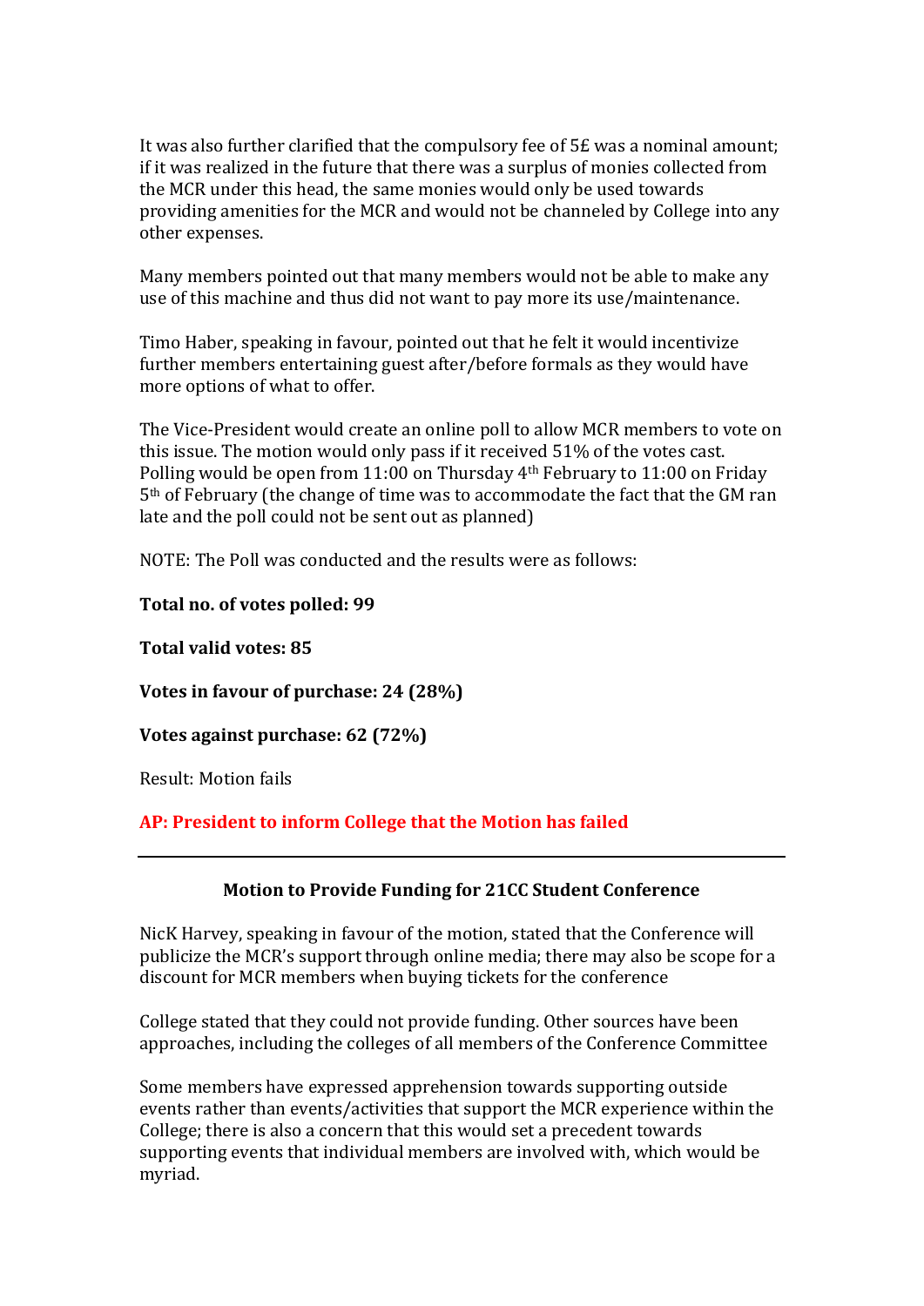It was also further clarified that the compulsory fee of 5£ was a nominal amount; if it was realized in the future that there was a surplus of monies collected from the MCR under this head, the same monies would only be used towards providing amenities for the MCR and would not be channeled by College into any other expenses.

Many members pointed out that many members would not be able to make any use of this machine and thus did not want to pay more its use/maintenance.

Timo Haber, speaking in favour, pointed out that he felt it would incentivize further members entertaining guest after/before formals as they would have more options of what to offer.

The Vice-President would create an online poll to allow MCR members to vote on this issue. The motion would only pass if it received 51% of the votes cast. Polling would be open from 11:00 on Thursday 4th February to 11:00 on Friday 5th of February (the change of time was to accommodate the fact that the GM ran late and the poll could not be sent out as planned)

NOTE: The Poll was conducted and the results were as follows:

**Total no. of votes polled: 99**

**Total valid votes: 85**

**Votes in favour of purchase: 24 (28%)**

**Votes against purchase: 62 (72%)**

Result: Motion fails

**AP: President to inform College that the Motion has failed**

---

**Motion to Provide Funding for 21CC Student Conference**

NicK Harvey, speaking in favour of the motion, stated that the Conference will publicize the MCR's support through online media; there may also be scope for a discount for MCR members when buying tickets for the conference

College stated that they could not provide funding. Other sources have been approaches, including the colleges of all members of the Conference Committee

Some members have expressed apprehension towards supporting outside events rather than events/activities that support the MCR experience within the College; there is also a concern that this would set a precedent towards supporting events that individual members are involved with, which would be myriad.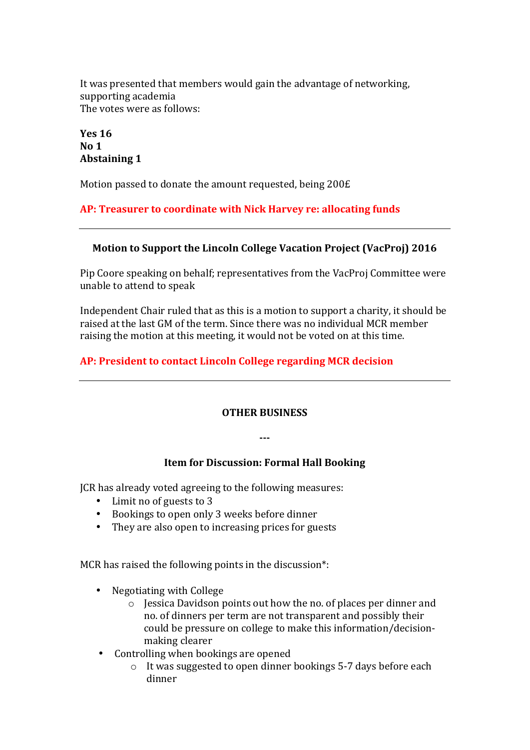It was presented that members would gain the advantage of networking, supporting academia
The votes were as follows:

**Yes 16**
**No 1**
**Abstaining 1**

Motion passed to donate the amount requested, being 200£

**AP: Treasurer to coordinate with Nick Harvey re: allocating funds**

---

### Motion to Support the Lincoln College Vacation Project (VacProj) 2016

Pip Coore speaking on behalf; representatives from the VacProj Committee were unable to attend to speak

Independent Chair ruled that as this is a motion to support a charity, it should be raised at the last GM of the term. Since there was no individual MCR member raising the motion at this meeting, it would not be voted on at this time.

**AP: President to contact Lincoln College regarding MCR decision**

---

## OTHER BUSINESS

**---**

### Item for Discussion: Formal Hall Booking

JCR has already voted agreeing to the following measures:

- Limit no of guests to 3
- Bookings to open only 3 weeks before dinner
- They are also open to increasing prices for guests

MCR has raised the following points in the discussion*:

- Negotiating with College
  - Jessica Davidson points out how the no. of places per dinner and no. of dinners per term are not transparent and possibly their could be pressure on college to make this information/decision-making clearer
- Controlling when bookings are opened
  - It was suggested to open dinner bookings 5-7 days before each dinner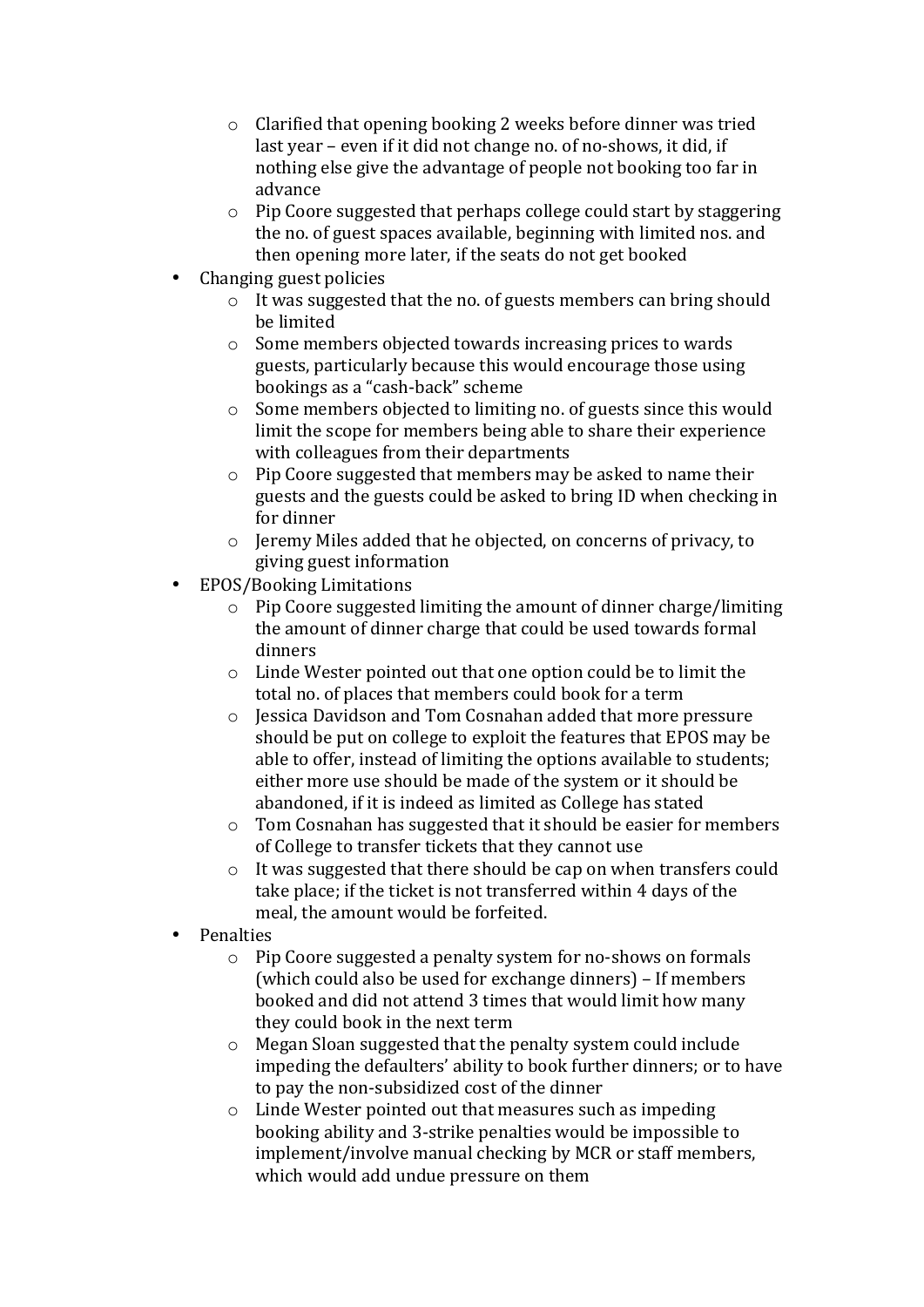- Clarified that opening booking 2 weeks before dinner was tried last year – even if it did not change no. of no-shows, it did, if nothing else give the advantage of people not booking too far in advance
  - Pip Coore suggested that perhaps college could start by staggering the no. of guest spaces available, beginning with limited nos. and then opening more later, if the seats do not get booked
- Changing guest policies
  - It was suggested that the no. of guests members can bring should be limited
  - Some members objected towards increasing prices to wards guests, particularly because this would encourage those using bookings as a "cash-back" scheme
  - Some members objected to limiting no. of guests since this would limit the scope for members being able to share their experience with colleagues from their departments
  - Pip Coore suggested that members may be asked to name their guests and the guests could be asked to bring ID when checking in for dinner
  - Jeremy Miles added that he objected, on concerns of privacy, to giving guest information
- EPOS/Booking Limitations
  - Pip Coore suggested limiting the amount of dinner charge/limiting the amount of dinner charge that could be used towards formal dinners
  - Linde Wester pointed out that one option could be to limit the total no. of places that members could book for a term
  - Jessica Davidson and Tom Cosnahan added that more pressure should be put on college to exploit the features that EPOS may be able to offer, instead of limiting the options available to students; either more use should be made of the system or it should be abandoned, if it is indeed as limited as College has stated
  - Tom Cosnahan has suggested that it should be easier for members of College to transfer tickets that they cannot use
  - It was suggested that there should be cap on when transfers could take place; if the ticket is not transferred within 4 days of the meal, the amount would be forfeited.
- Penalties
  - Pip Coore suggested a penalty system for no-shows on formals (which could also be used for exchange dinners) – If members booked and did not attend 3 times that would limit how many they could book in the next term
  - Megan Sloan suggested that the penalty system could include impeding the defaulters' ability to book further dinners; or to have to pay the non-subsidized cost of the dinner
  - Linde Wester pointed out that measures such as impeding booking ability and 3-strike penalties would be impossible to implement/involve manual checking by MCR or staff members, which would add undue pressure on them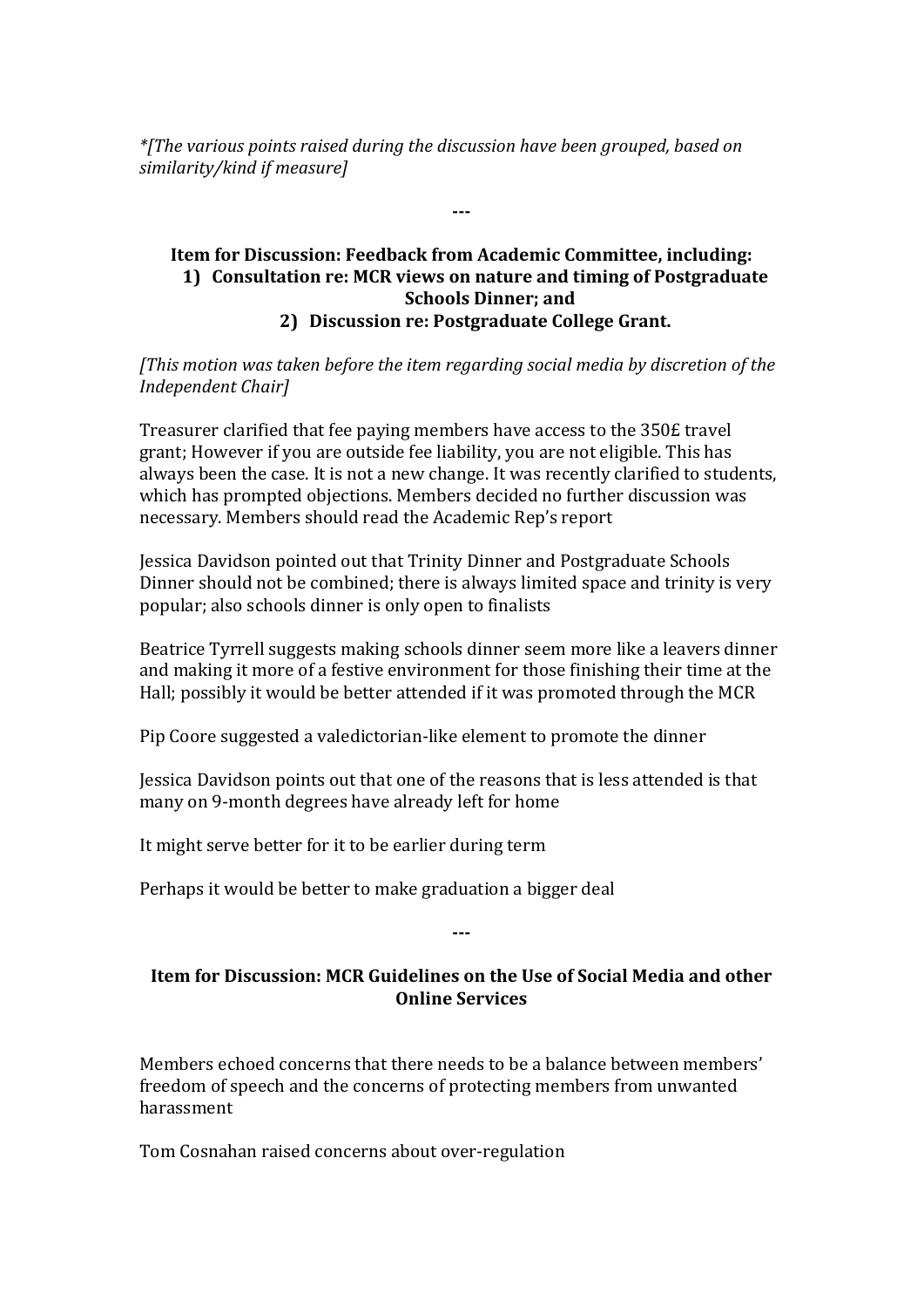*[The various points raised during the discussion have been grouped, based on similarity/kind if measure]

---

**Item for Discussion: Feedback from Academic Committee, including:**
**1) Consultation re: MCR views on nature and timing of Postgraduate Schools Dinner; and**
**2) Discussion re: Postgraduate College Grant.**

*[This motion was taken before the item regarding social media by discretion of the Independent Chair]*

Treasurer clarified that fee paying members have access to the 350£ travel grant; However if you are outside fee liability, you are not eligible. This has always been the case. It is not a new change. It was recently clarified to students, which has prompted objections. Members decided no further discussion was necessary. Members should read the Academic Rep's report

Jessica Davidson pointed out that Trinity Dinner and Postgraduate Schools Dinner should not be combined; there is always limited space and trinity is very popular; also schools dinner is only open to finalists

Beatrice Tyrrell suggests making schools dinner seem more like a leavers dinner and making it more of a festive environment for those finishing their time at the Hall; possibly it would be better attended if it was promoted through the MCR

Pip Coore suggested a valedictorian-like element to promote the dinner

Jessica Davidson points out that one of the reasons that is less attended is that many on 9-month degrees have already left for home

It might serve better for it to be earlier during term

Perhaps it would be better to make graduation a bigger deal

---

**Item for Discussion: MCR Guidelines on the Use of Social Media and other Online Services**

Members echoed concerns that there needs to be a balance between members' freedom of speech and the concerns of protecting members from unwanted harassment

Tom Cosnahan raised concerns about over-regulation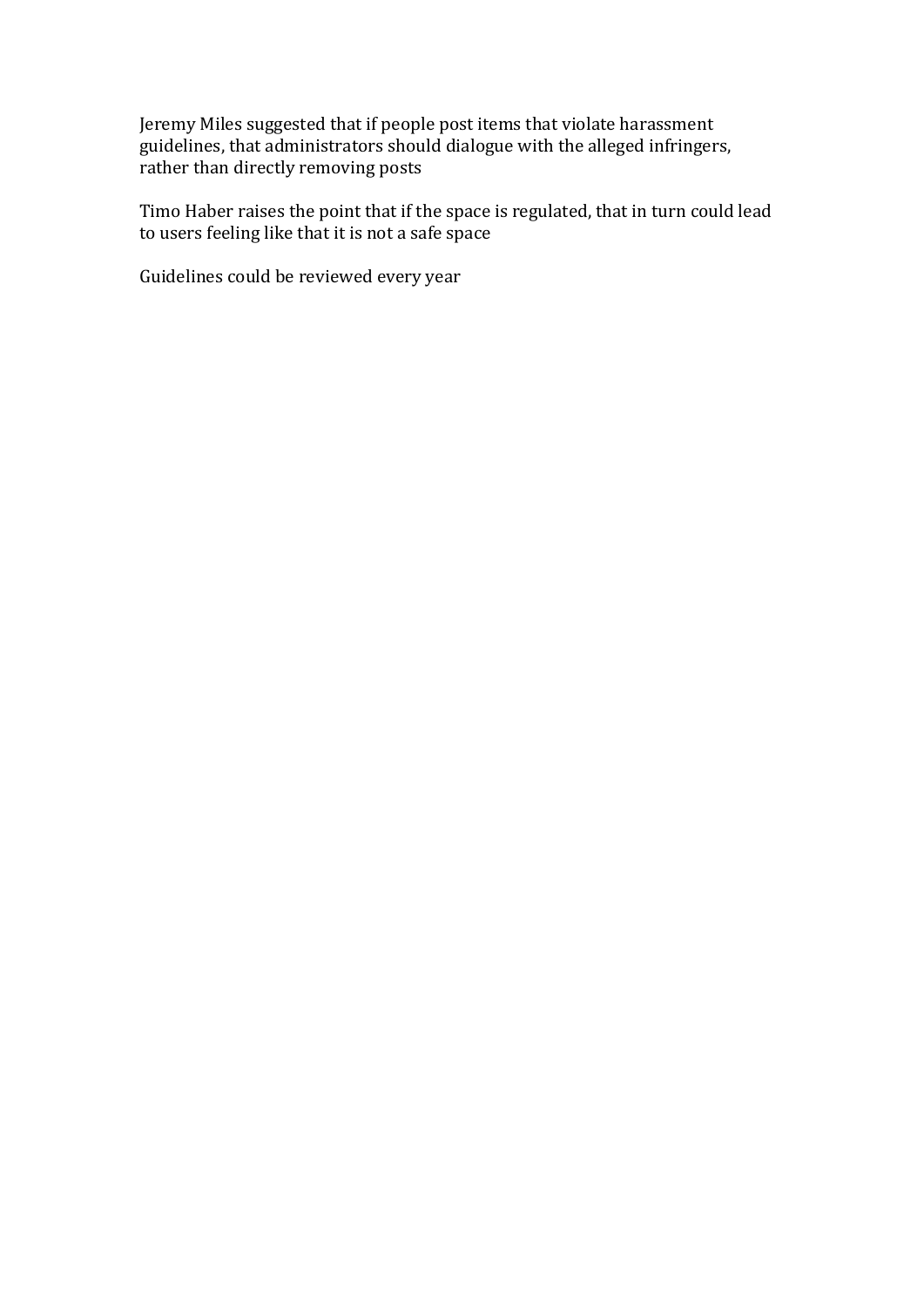Jeremy Miles suggested that if people post items that violate harassment guidelines, that administrators should dialogue with the alleged infringers, rather than directly removing posts

Timo Haber raises the point that if the space is regulated, that in turn could lead to users feeling like that it is not a safe space

Guidelines could be reviewed every year